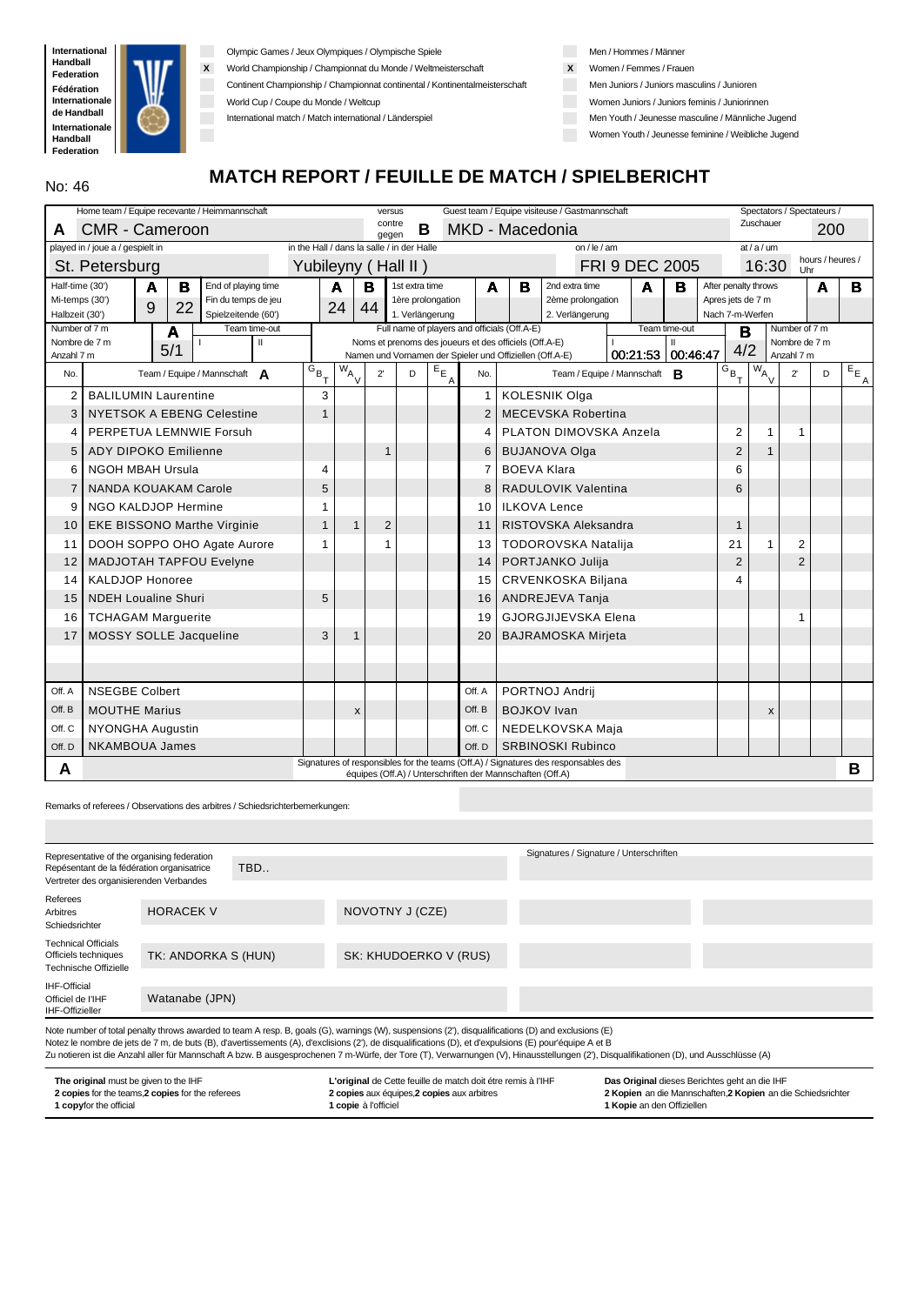International Handball Federation
Fédération Internationale de Handball
Internationale Handball Federation

| | |
|---|---|
| | Olympic Games / Jeux Olympiques / Olympische Spiele |
| X | World Championship / Championnat du Monde / Weltmeisterschaft |
| | Continent Championship / Championnat continental / Kontinentalmeisterschaft |
| | World Cup / Coupe du Monde / Weltcup |
| | International match / Match international / Länderspiel |

| | |
|---|---|
| | Men / Hommes / Männer |
| X | Women / Femmes / Frauen |
| | Men Juniors / Juniors masculins / Junioren |
| | Women Juniors / Juniors feminis / Juniorinnen |
| | Men Youth / Jeunesse masculine / Männliche Jugend |
| | Women Youth / Jeunesse feminine / Weibliche Jugend |

No: 46

# MATCH REPORT / FEUILLE DE MATCH / SPIELBERICHT

Home team / Equipe recevante / Heimmannschaft: **A** CMR - Cameroon — versus / contre / gegen — Guest team / Equipe visiteuse / Gastmannschaft: **B** MKD - Macedonia

Spectators / Spectateurs / Zuschauer: 200

played in / joue a / gespielt in: St. Petersburg — in the Hall / dans la salle / in der Halle: Yubileyny ( Hall II ) — on / le / am: FRI 9 DEC 2005 — at / a / um: 16:30 hours / heures / Uhr

| Half-time (30') / Mi-temps (30') / Halbzeit (30') | A | B | End of playing time / Fin du temps de jeu / Spielzeitende (60') | A | B | 1st extra time / 1ère prolongation / 1. Verlängerung | A | B | 2nd extra time / 2ème prolongation / 2. Verlängerung | A | B | After penalty throws / Apres jets de 7 m / Nach 7-m-Werfen | A | B |
|---|---|---|---|---|---|---|---|---|---|---|---|---|---|---|
| | 9 | 22 | | 24 | 44 | | | | | | | | | |

Number of 7 m / Nombre de 7 m / Anzahl 7 m — A: 5/1 — Team time-out A: I / II

Team time-out B: I 00:21:53 / II 00:46:47 — Number of 7 m / Nombre de 7 m / Anzahl 7 m — B: 4/2

Full name of players and officials (Off.A-E) / Noms et prenoms des joueurs et des officiels (Off.A-E) / Namen und Vornamen der Spieler und Offiziellen (Off.A-E)

| No. | Team / Equipe / Mannschaft A | G B T | W A V | 2' | D | E E A | No. | Team / Equipe / Mannschaft B | G B T | W A V | 2' | D | E E A |
|---|---|---|---|---|---|---|---|---|---|---|---|---|---|
| 2 | BALILUMIN Laurentine | 3 | | | | | 1 | KOLESNIK Olga | | | | | |
| 3 | NYETSOK A EBENG Celestine | 1 | | | | | 2 | MECEVSKA Robertina | | | | | |
| 4 | PERPETUA LEMNWIE Forsuh | | | | | | 4 | PLATON DIMOVSKA Anzela | 2 | 1 | 1 | | |
| 5 | ADY DIPOKO Emilienne | | | 1 | | | 6 | BUJANOVA Olga | 2 | 1 | | | |
| 6 | NGOH MBAH Ursula | 4 | | | | | 7 | BOEVA Klara | 6 | | | | |
| 7 | NANDA KOUAKAM Carole | 5 | | | | | 8 | RADULOVIK Valentina | 6 | | | | |
| 9 | NGO KALDJOP Hermine | 1 | | | | | 10 | ILKOVA Lence | | | | | |
| 10 | EKE BISSONO Marthe Virginie | 1 | 1 | 2 | | | 11 | RISTOVSKA Aleksandra | 1 | | | | |
| 11 | DOOH SOPPO OHO Agate Aurore | 1 | | 1 | | | 13 | TODOROVSKA Natalija | 21 | 1 | 2 | | |
| 12 | MADJOTAH TAPFOU Evelyne | | | | | | 14 | PORTJANKO Julija | 2 | | 2 | | |
| 14 | KALDJOP Honoree | | | | | | 15 | CRVENKOSKA Biljana | 4 | | | | |
| 15 | NDEH Loualine Shuri | 5 | | | | | 16 | ANDREJEVA Tanja | | | | | |
| 16 | TCHAGAM Marguerite | | | | | | 19 | GJORGJIJEVSKA Elena | | | 1 | | |
| 17 | MOSSY SOLLE Jacqueline | 3 | 1 | | | | 20 | BAJRAMOSKA Mirjeta | | | | | |
| | | | | | | | | | | | | | |
| | | | | | | | | | | | | | |
| Off. A | NSEGBE Colbert | | | | | | Off. A | PORTNOJ Andrij | | | | | |
| Off. B | MOUTHE Marius | | x | | | | Off. B | BOJKOV Ivan | | x | | | |
| Off. C | NYONGHA Augustin | | | | | | Off. C | NEDELKOVSKA Maja | | | | | |
| Off. D | NKAMBOUA James | | | | | | Off. D | SRBINOSKI Rubinco | | | | | |

**A** — Signatures of responsibles for the teams (Off.A) / Signatures des responsables des équipes (Off.A) / Unterschriften der Mannschaften (Off.A) — **B**

Remarks of referees / Observations des arbitres / Schiedsrichterbemerkungen:

Signatures / Signature / Unterschriften

| | | |
|---|---|---|
| Representative of the organising federation / Repésentant de la fédération organisatrice / Vertreter des organisierenden Verbandes | TBD.. | |
| Referees / Arbitres / Schiedsrichter | HORACEK V | NOVOTNY J (CZE) |
| Technical Officials / Officiels techniques / Technische Offizielle | TK: ANDORKA S (HUN) | SK: KHUDOERKO V (RUS) |
| IHF-Official / Officiel de l'IHF / IHF-Offizieller | Watanabe (JPN) | |

Note number of total penalty throws awarded to team A resp. B, goals (G), warnings (W), suspensions (2'), disqualifications (D) and exclusions (E)
Notez le nombre de jets de 7 m, de buts (B), d'avertissements (A), d'exclisions (2'), de disqualifications (D), et d'expulsions (E) pour'équipe A et B
Zu notieren ist die Anzahl aller für Mannschaft A bzw. B ausgesprochenen 7 m-Würfe, der Tore (T), Verwarnungen (V), Hinausstellungen (2'), Disqualifikationen (D), und Ausschlüsse (A)

**The original** must be given to the IHF
**2 copies** for the teams,**2 copies** for the referees
**1 copy**for the official

**L'original** de Cette feuille de match doit étre remis à l'IHF
**2 copies** aux équipes,**2 copies** aux arbitres
**1 copie** à l'officiel

**Das Original** dieses Berichtes geht an die IHF
**2 Kopien** an die Mannschaften,**2 Kopien** an die Schiedsrichter
**1 Kopie** an den Offiziellen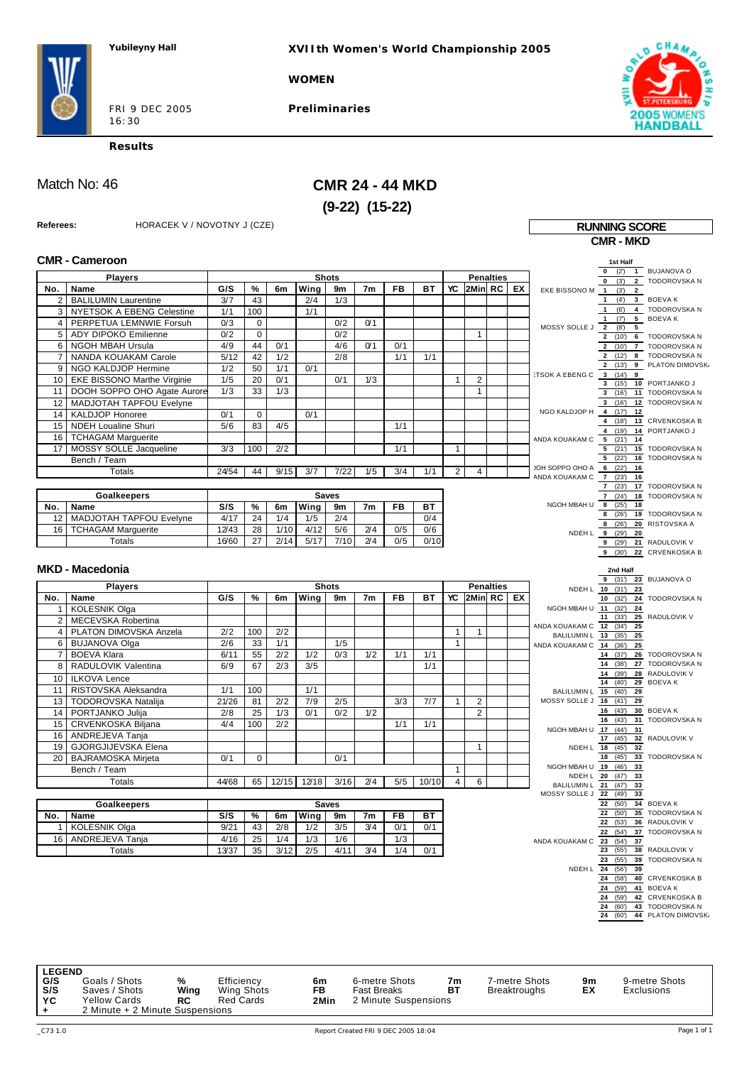Yubileyny Hall

XVIIth Women's World Championship 2005

WOMEN

FRI 9 DEC 2005
16:30

Preliminaries

**Results**

# Match No: 46

# CMR 24 - 44 MKD

## (9-22) (15-22)

**Referees:** HORACEK V / NOVOTNY J (CZE)

### CMR - Cameroon

| No. | Name | G/S | % | 6m | Wing | 9m | 7m | FB | BT | YC | 2Min | RC | EX |
|---|---|---|---|---|---|---|---|---|---|---|---|---|---|
| 2 | BALILUMIN Laurentine | 3/7 | 43 | | 2/4 | 1/3 | | | | | | | |
| 3 | NYETSOK A EBENG Celestine | 1/1 | 100 | | 1/1 | | | | | | | | |
| 4 | PERPETUA LEMNWIE Forsuh | 0/3 | 0 | | | 0/2 | 0/1 | | | | | | |
| 5 | ADY DIPOKO Emilienne | 0/2 | 0 | | | 0/2 | | | | | 1 | | |
| 6 | NGOH MBAH Ursula | 4/9 | 44 | 0/1 | | 4/6 | 0/1 | 0/1 | | | | | |
| 7 | NANDA KOUAKAM Carole | 5/12 | 42 | 1/2 | | 2/8 | | 1/1 | 1/1 | | | | |
| 9 | NGO KALDJOP Hermine | 1/2 | 50 | 1/1 | 0/1 | | | | | | | | |
| 10 | EKE BISSONO Marthe Virginie | 1/5 | 20 | 0/1 | | 0/1 | 1/3 | | | 1 | 2 | | |
| 11 | DOOH SOPPO OHO Agate Aurore | 1/3 | 33 | 1/3 | | | | | | | 1 | | |
| 12 | MADJOTAH TAPFOU Evelyne | | | | | | | | | | | | |
| 14 | KALDJOP Honoree | 0/1 | 0 | | 0/1 | | | | | | | | |
| 15 | NDEH Loualine Shuri | 5/6 | 83 | 4/5 | | | | 1/1 | | | | | |
| 16 | TCHAGAM Marguerite | | | | | | | | | | | | |
| 17 | MOSSY SOLLE Jacqueline | 3/3 | 100 | 2/2 | | | | 1/1 | | 1 | | | |
| | Bench / Team | | | | | | | | | | | | |
| | Totals | 24/54 | 44 | 9/15 | 3/7 | 7/22 | 1/5 | 3/4 | 1/1 | 2 | 4 | | |

| No. | Goalkeepers | S/S | % | 6m | Wing | 9m | 7m | FB | BT |
|---|---|---|---|---|---|---|---|---|---|
| 12 | MADJOTAH TAPFOU Evelyne | 4/17 | 24 | 1/4 | 1/5 | 2/4 | | | 0/4 |
| 16 | TCHAGAM Marguerite | 12/43 | 28 | 1/10 | 4/12 | 5/6 | 2/4 | 0/5 | 0/6 |
| | Totals | 16/60 | 27 | 2/14 | 5/17 | 7/10 | 2/4 | 0/5 | 0/10 |

### MKD - Macedonia

| No. | Name | G/S | % | 6m | Wing | 9m | 7m | FB | BT | YC | 2Min | RC | EX |
|---|---|---|---|---|---|---|---|---|---|---|---|---|---|
| 1 | KOLESNIK Olga | | | | | | | | | | | | |
| 2 | MECEVSKA Robertina | | | | | | | | | | | | |
| 4 | PLATON DIMOVSKA Anzela | 2/2 | 100 | 2/2 | | | | | | 1 | 1 | | |
| 6 | BUJANOVA Olga | 2/6 | 33 | 1/1 | | 1/5 | | | | 1 | | | |
| 7 | BOEVA Klara | 6/11 | 55 | 2/2 | 1/2 | 0/3 | 1/2 | 1/1 | 1/1 | | | | |
| 8 | RADULOVIK Valentina | 6/9 | 67 | 2/3 | 3/5 | | | | 1/1 | | | | |
| 10 | ILKOVA Lence | | | | | | | | | | | | |
| 11 | RISTOVSKA Aleksandra | 1/1 | 100 | | 1/1 | | | | | | | | |
| 13 | TODOROVSKA Natalija | 21/26 | 81 | 2/2 | 7/9 | 2/5 | | 3/3 | 7/7 | 1 | 2 | | |
| 14 | PORTJANKO Julija | 2/8 | 25 | 1/3 | 0/1 | 0/2 | 1/2 | | | | 2 | | |
| 15 | CRVENKOSKA Biljana | 4/4 | 100 | 2/2 | | | | 1/1 | 1/1 | | | | |
| 16 | ANDREJEVA Tanja | | | | | | | | | | | | |
| 19 | GJORGJIJEVSKA Elena | | | | | | | | | | 1 | | |
| 20 | BAJRAMOSKA Mirjeta | 0/1 | 0 | | | 0/1 | | | | | | | |
| | Bench / Team | | | | | | | | | 1 | | | |
| | Totals | 44/68 | 65 | 12/15 | 12/18 | 3/16 | 2/4 | 5/5 | 10/10 | 4 | 6 | | |

| No. | Goalkeepers | S/S | % | 6m | Wing | 9m | 7m | FB | BT |
|---|---|---|---|---|---|---|---|---|---|
| 1 | KOLESNIK Olga | 9/21 | 43 | 2/8 | 1/2 | 3/5 | 3/4 | 0/1 | 0/1 |
| 16 | ANDREJEVA Tanja | 4/16 | 25 | 1/4 | 1/3 | 1/6 | | 1/3 | |
| | Totals | 13/37 | 35 | 3/12 | 2/5 | 4/11 | 3/4 | 1/4 | 0/1 |

### RUNNING SCORE
**CMR - MKD**

**1st Half**

| CMR scorer | CMR | Time | MKD | MKD scorer |
|---|---|---|---|---|
| | 0 | (2') | 1 | BUJANOVA O |
| | 0 | (3') | 2 | TODOROVSKA N |
| EKE BISSONO M | 1 | (3') | 2 | |
| | 1 | (4') | 3 | BOEVA K |
| | 1 | (6') | 4 | TODOROVSKA N |
| | 1 | (7') | 5 | BOEVA K |
| MOSSY SOLLE J | 2 | (8') | 5 | |
| | 2 | (10') | 6 | TODOROVSKA N |
| | 2 | (10') | 7 | TODOROVSKA N |
| | 2 | (12') | 8 | TODOROVSKA N |
| | 2 | (13') | 9 | PLATON DIMOVSKA |
| NYETSOK A EBENG C | 3 | (14') | 9 | |
| | 3 | (15') | 10 | PORTJANKO J |
| | 3 | (16') | 11 | TODOROVSKA N |
| | 3 | (16') | 12 | TODOROVSKA N |
| NGO KALDJOP H | 4 | (17') | 12 | |
| | 4 | (18') | 13 | CRVENKOSKA B |
| | 4 | (19') | 14 | PORTJANKO J |
| NANDA KOUAKAM C | 5 | (21') | 14 | |
| | 5 | (21') | 15 | TODOROVSKA N |
| | 5 | (22') | 16 | TODOROVSKA N |
| DOOH SOPPO OHO A | 6 | (22') | 16 | |
| NANDA KOUAKAM C | 7 | (23') | 16 | |
| | 7 | (23') | 17 | TODOROVSKA N |
| | 7 | (24') | 18 | TODOROVSKA N |
| NGOH MBAH U | 8 | (25') | 18 | |
| | 8 | (26') | 19 | TODOROVSKA N |
| | 8 | (26') | 20 | RISTOVSKA A |
| NDEH L | 9 | (29') | 20 | |
| | 9 | (29') | 21 | RADULOVIK V |
| | 9 | (30') | 22 | CRVENKOSKA B |

**2nd Half**

| CMR scorer | CMR | Time | MKD | MKD scorer |
|---|---|---|---|---|
| | 9 | (31') | 23 | BUJANOVA O |
| NDEH L | 10 | (31') | 23 | |
| | 10 | (32') | 24 | TODOROVSKA N |
| NGOH MBAH U | 11 | (32') | 24 | |
| | 11 | (33') | 25 | RADULOVIK V |
| NANDA KOUAKAM C | 12 | (34') | 25 | |
| BALILUMIN L | 13 | (35') | 25 | |
| NANDA KOUAKAM C | 14 | (36') | 25 | |
| | 14 | (37') | 26 | TODOROVSKA N |
| | 14 | (38') | 27 | TODOROVSKA N |
| | 14 | (39') | 28 | RADULOVIK V |
| | 14 | (40') | 29 | BOEVA K |
| BALILUMIN L | 15 | (40') | 29 | |
| MOSSY SOLLE J | 16 | (41') | 29 | |
| | 16 | (43') | 30 | BOEVA K |
| | 16 | (43') | 31 | TODOROVSKA N |
| NGOH MBAH U | 17 | (44') | 31 | |
| | 17 | (45') | 32 | RADULOVIK V |
| NDEH L | 18 | (45') | 32 | |
| | 18 | (45') | 33 | TODOROVSKA N |
| NGOH MBAH U | 19 | (46') | 33 | |
| NDEH L | 20 | (47') | 33 | |
| BALILUMIN L | 21 | (47') | 33 | |
| MOSSY SOLLE J | 22 | (49') | 33 | |
| | 22 | (50') | 34 | BOEVA K |
| | 22 | (50') | 35 | TODOROVSKA N |
| | 22 | (53') | 36 | RADULOVIK V |
| | 22 | (54') | 37 | TODOROVSKA N |
| NANDA KOUAKAM C | 23 | (54') | 37 | |
| | 23 | (55') | 38 | RADULOVIK V |
| | 23 | (55') | 39 | TODOROVSKA N |
| NDEH L | 24 | (56') | 39 | |
| | 24 | (58') | 40 | CRVENKOSKA B |
| | 24 | (59') | 41 | BOEVA K |
| | 24 | (59') | 42 | CRVENKOSKA B |
| | 24 | (60') | 43 | TODOROVSKA N |
| | 24 | (60') | 44 | PLATON DIMOVSKA |

**LEGEND**

| | | | | | | | |
|---|---|---|---|---|---|---|---|
| G/S | Goals / Shots | % | Efficiency | 6m | 6-metre Shots | 7m | 7-metre Shots |
| S/S | Saves / Shots | Wing | Wing Shots | FB | Fast Breaks | BT | Breaktroughs |
| YC | Yellow Cards | RC | Red Cards | 2Min | 2 Minute Suspensions | 9m | 9-metre Shots |
| + | 2 Minute + 2 Minute Suspensions | | | | | EX | Exclusions |

_C73 1.0 — Report Created FRI 9 DEC 2005 18:04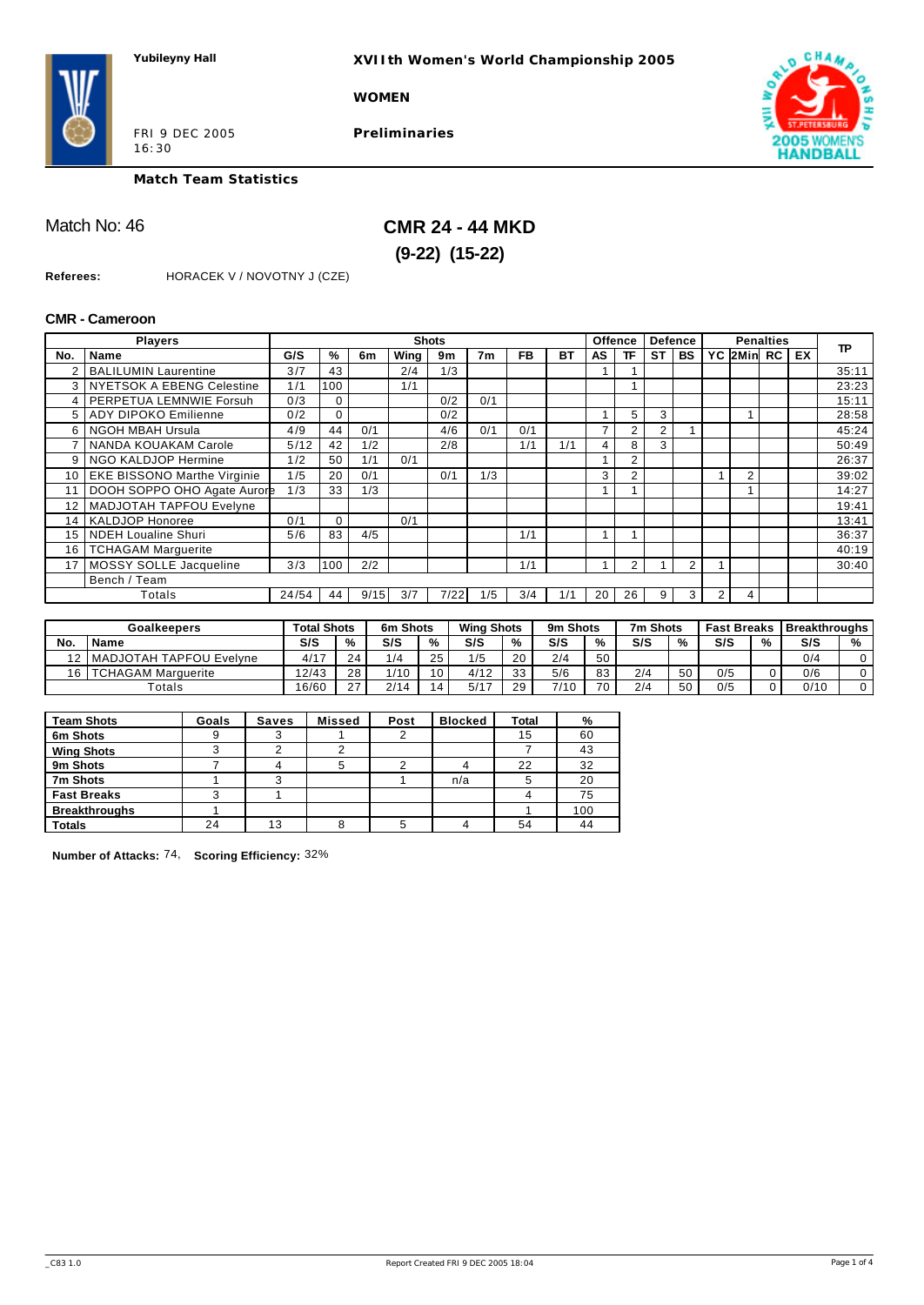Yubileyny Hall

**XVIIth Women's World Championship 2005**

**WOMEN**

FRI 9 DEC 2005
16:30

**Preliminaries**

**Match Team Statistics**

Match No: 46

## CMR 24 - 44 MKD

**(9-22) (15-22)**

**Referees:** HORACEK V / NOVOTNY J (CZE)

### CMR - Cameroon

| Players | | Shots | | | | | | | | Offence | | Defence | | Penalties | | | | TP |
|---|---|---|---|---|---|---|---|---|---|---|---|---|---|---|---|---|---|---|
| No. | Name | G/S | % | 6m | Wing | 9m | 7m | FB | BT | AS | TF | ST | BS | YC | 2Min | RC | EX | |
| 2 | BALILUMIN Laurentine | 3/7 | 43 | | 2/4 | 1/3 | | | | 1 | 1 | | | | | | | 35:11 |
| 3 | NYETSOK A EBENG Celestine | 1/1 | 100 | | 1/1 | | | | | | 1 | | | | | | | 23:23 |
| 4 | PERPETUA LEMNWIE Forsuh | 0/3 | 0 | | | 0/2 | 0/1 | | | | | | | | | | | 15:11 |
| 5 | ADY DIPOKO Emilienne | 0/2 | 0 | | | 0/2 | | | | 1 | 5 | 3 | | | 1 | | | 28:58 |
| 6 | NGOH MBAH Ursula | 4/9 | 44 | 0/1 | | 4/6 | 0/1 | 0/1 | | 7 | 2 | 2 | 1 | | | | | 45:24 |
| 7 | NANDA KOUAKAM Carole | 5/12 | 42 | 1/2 | | 2/8 | | 1/1 | 1/1 | 4 | 8 | 3 | | | | | | 50:49 |
| 9 | NGO KALDJOP Hermine | 1/2 | 50 | 1/1 | 0/1 | | | | | 1 | 2 | | | | | | | 26:37 |
| 10 | EKE BISSONO Marthe Virginie | 1/5 | 20 | 0/1 | | 0/1 | 1/3 | | | 3 | 2 | | | 1 | 2 | | | 39:02 |
| 11 | DOOH SOPPO OHO Agate Aurore | 1/3 | 33 | 1/3 | | | | | | 1 | 1 | | | | 1 | | | 14:27 |
| 12 | MADJOTAH TAPFOU Evelyne | | | | | | | | | | | | | | | | | 19:41 |
| 14 | KALDJOP Honoree | 0/1 | 0 | | 0/1 | | | | | | | | | | | | | 13:41 |
| 15 | NDEH Loualine Shuri | 5/6 | 83 | 4/5 | | | | 1/1 | | 1 | 1 | | | | | | | 36:37 |
| 16 | TCHAGAM Marguerite | | | | | | | | | | | | | | | | | 40:19 |
| 17 | MOSSY SOLLE Jacqueline | 3/3 | 100 | 2/2 | | | | 1/1 | | 1 | 2 | 1 | 2 | 1 | | | | 30:40 |
| | Bench / Team | | | | | | | | | | | | | | | | | |
| | Totals | 24/54 | 44 | 9/15 | 3/7 | 7/22 | 1/5 | 3/4 | 1/1 | 20 | 26 | 9 | 3 | 2 | 4 | | | |

| Goalkeepers | | Total Shots | | 6m Shots | | Wing Shots | | 9m Shots | | 7m Shots | | Fast Breaks | | Breakthroughs | |
|---|---|---|---|---|---|---|---|---|---|---|---|---|---|---|---|
| No. | Name | S/S | % | S/S | % | S/S | % | S/S | % | S/S | % | S/S | % | S/S | % |
| 12 | MADJOTAH TAPFOU Evelyne | 4/17 | 24 | 1/4 | 25 | 1/5 | 20 | 2/4 | 50 | | | | | 0/4 | 0 |
| 16 | TCHAGAM Marguerite | 12/43 | 28 | 1/10 | 10 | 4/12 | 33 | 5/6 | 83 | 2/4 | 50 | 0/5 | 0 | 0/6 | 0 |
| | Totals | 16/60 | 27 | 2/14 | 14 | 5/17 | 29 | 7/10 | 70 | 2/4 | 50 | 0/5 | 0 | 0/10 | 0 |

| Team Shots | Goals | Saves | Missed | Post | Blocked | Total | % |
|---|---|---|---|---|---|---|---|
| 6m Shots | 9 | 3 | 1 | 2 | | 15 | 60 |
| Wing Shots | 3 | 2 | 2 | | | 7 | 43 |
| 9m Shots | 7 | 4 | 5 | 2 | 4 | 22 | 32 |
| 7m Shots | 1 | 3 | | 1 | n/a | 5 | 20 |
| Fast Breaks | 3 | 1 | | | | 4 | 75 |
| Breakthroughs | 1 | | | | | 1 | 100 |
| Totals | 24 | 13 | 8 | 5 | 4 | 54 | 44 |

**Number of Attacks:** 74, **Scoring Efficiency:** 32%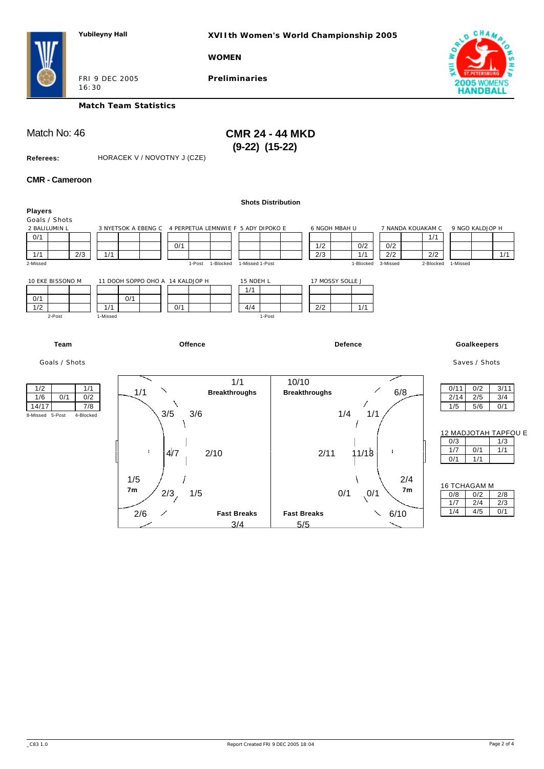Yubileyny Hall

XVIIth Women's World Championship 2005

WOMEN

FRI 9 DEC 2005
16:30

Preliminaries

**Match Team Statistics**

Match No: 46

## CMR 24 - 44 MKD
## (9-22) (15-22)

**Referees:** HORACEK V / NOVOTNY J (CZE)

### CMR - Cameroon

**Shots Distribution**

**Players**
Goals / Shots

**2 BALILUMIN L**

| | | |
|---|---|---|
| 0/1 | | |
| | | |
| 1/1 | | 2/3 |

2-Missed

**3 NYETSOK A EBENG C**

| | | |
|---|---|---|
| | | |
| | | |
| 1/1 | | |

**4 PERPETUA LEMNWIE F**

| | | |
|---|---|---|
| | | |
| 0/1 | | |
| | | |

1-Post 1-Blocked

**5 ADY DIPOKO E**

| | | |
|---|---|---|
| | | |
| | | |
| | | |

1-Missed 1-Post

**6 NGOH MBAH U**

| | | |
|---|---|---|
| | | |
| 1/2 | | 0/2 |
| 2/3 | | 1/1 |

1-Blocked

**7 NANDA KOUAKAM C**

| | | |
|---|---|---|
| | | 1/1 |
| 0/2 | | |
| 2/2 | | 2/2 |

3-Missed 2-Blocked

**9 NGO KALDJOP H**

| | | |
|---|---|---|
| | | |
| | | |
| | | 1/1 |

1-Missed

**10 EKE BISSONO M**

| | | |
|---|---|---|
| | | |
| 0/1 | | |
| 1/2 | | |

2-Post

**11 DOOH SOPPO OHO A**

| | | |
|---|---|---|
| | | |
| | 0/1 | |
| 1/1 | | |

1-Missed

**14 KALDJOP H**

| | | |
|---|---|---|
| | | |
| | | |
| 0/1 | | |

**15 NDEH L**

| | | |
|---|---|---|
| 1/1 | | |
| | | |
| 4/4 | | |

1-Post

**17 MOSSY SOLLE J**

| | | |
|---|---|---|
| | | |
| | | |
| 2/2 | | 1/1 |

**Team**

Goals / Shots

| | | |
|---|---|---|
| 1/2 | | 1/1 |
| 1/6 | 0/1 | 0/2 |
| 14/17 | | 7/8 |

8-Missed 5-Post 4-Blocked

**Offence**

| Zone | Goals / Shots |
|---|---|
| Breakthroughs | 1/1 |
| Fast Breaks | 3/4 |
| 7m | 1/5 |
| Left wing | 1/1 |
| Left 6m | 3/5 |
| Centre 6m | 4/7 |
| Right 6m | 2/3 |
| Right wing | 2/6 |
| Left 9m | 3/6 |
| Centre 9m | 2/10 |
| Right 9m | 1/5 |

**Defence**

| Zone | Goals / Shots |
|---|---|
| Breakthroughs | 10/10 |
| Fast Breaks | 5/5 |
| 7m | 2/4 |
| Left wing | 6/8 |
| Left 6m | 1/1 |
| Centre 6m | 11/18 |
| Right 6m | 0/1 |
| Right wing | 6/10 |
| Left 9m | 1/4 |
| Centre 9m | 2/11 |
| Right 9m | 0/1 |

**Goalkeepers**

Saves / Shots

| | | |
|---|---|---|
| 0/11 | 0/2 | 3/11 |
| 2/14 | 2/5 | 3/4 |
| 1/5 | 5/6 | 0/1 |

**12 MADJOTAH TAPFOU E**

| | | |
|---|---|---|
| 0/3 | | 1/3 |
| 1/7 | 0/1 | 1/1 |
| 0/1 | 1/1 | |

**16 TCHAGAM M**

| | | |
|---|---|---|
| 0/8 | 0/2 | 2/8 |
| 1/7 | 2/4 | 2/3 |
| 1/4 | 4/5 | 0/1 |

_C83 1.0 Report Created FRI 9 DEC 2005 18:04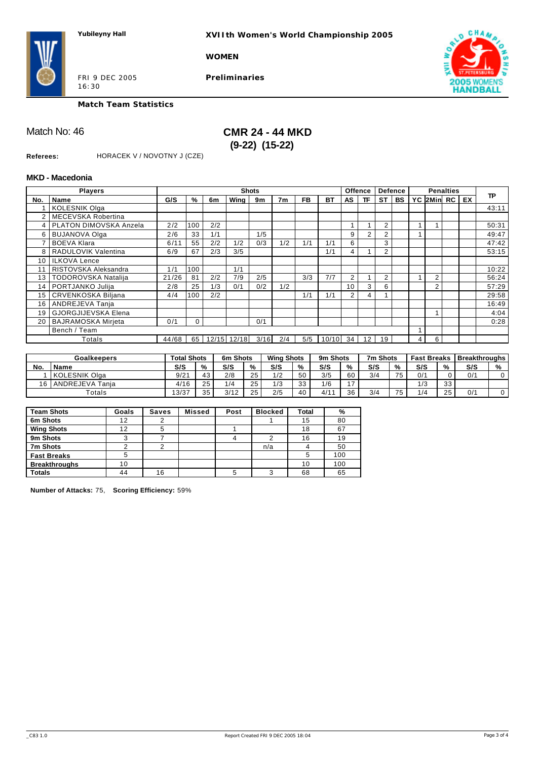Yubileyny Hall

**XVIIth Women's World Championship 2005**

**WOMEN**

FRI 9 DEC 2005
16:30

**Preliminaries**

**Match Team Statistics**

## Match No: 46

## CMR 24 - 44 MKD
## (9-22) (15-22)

**Referees:** HORACEK V / NOVOTNY J (CZE)

### MKD - Macedonia

| Players | | Shots | | | | | | | | Offence | | Defence | | Penalties | | | | TP |
|---|---|---|---|---|---|---|---|---|---|---|---|---|---|---|---|---|---|---|
| No. | Name | G/S | % | 6m | Wing | 9m | 7m | FB | BT | AS | TF | ST | BS | YC | 2Min | RC | EX | |
| 1 | KOLESNIK Olga | | | | | | | | | | | | | | | | | 43:11 |
| 2 | MECEVSKA Robertina | | | | | | | | | | | | | | | | | |
| 4 | PLATON DIMOVSKA Anzela | 2/2 | 100 | 2/2 | | | | | | 1 | 1 | 2 | | 1 | 1 | | | 50:31 |
| 6 | BUJANOVA Olga | 2/6 | 33 | 1/1 | | 1/5 | | | | 9 | 2 | 2 | | 1 | | | | 49:47 |
| 7 | BOEVA Klara | 6/11 | 55 | 2/2 | 1/2 | 0/3 | 1/2 | 1/1 | 1/1 | 6 | | 3 | | | | | | 47:42 |
| 8 | RADULOVIK Valentina | 6/9 | 67 | 2/3 | 3/5 | | | | 1/1 | 4 | 1 | 2 | | | | | | 53:15 |
| 10 | ILKOVA Lence | | | | | | | | | | | | | | | | | |
| 11 | RISTOVSKA Aleksandra | 1/1 | 100 | | 1/1 | | | | | | | | | | | | | 10:22 |
| 13 | TODOROVSKA Natalija | 21/26 | 81 | 2/2 | 7/9 | 2/5 | | 3/3 | 7/7 | 2 | 1 | 2 | | 1 | 2 | | | 56:24 |
| 14 | PORTJANKO Julija | 2/8 | 25 | 1/3 | 0/1 | 0/2 | 1/2 | | | 10 | 3 | 6 | | | 2 | | | 57:29 |
| 15 | CRVENKOSKA Biljana | 4/4 | 100 | 2/2 | | | | 1/1 | 1/1 | 2 | 4 | 1 | | | | | | 29:58 |
| 16 | ANDREJEVA Tanja | | | | | | | | | | | | | | | | | 16:49 |
| 19 | GJORGJIJEVSKA Elena | | | | | | | | | | | | | | 1 | | | 4:04 |
| 20 | BAJRAMOSKA Mirjeta | 0/1 | 0 | | | 0/1 | | | | | | | | | | | | 0:28 |
| | Bench / Team | | | | | | | | | | | | | 1 | | | | |
| | Totals | 44/68 | 65 | 12/15 | 12/18 | 3/16 | 2/4 | 5/5 | 10/10 | 34 | 12 | 19 | | 4 | 6 | | | |

| Goalkeepers | | Total Shots | | 6m Shots | | Wing Shots | | 9m Shots | | 7m Shots | | Fast Breaks | | Breakthroughs | |
|---|---|---|---|---|---|---|---|---|---|---|---|---|---|---|---|
| No. | Name | S/S | % | S/S | % | S/S | % | S/S | % | S/S | % | S/S | % | S/S | % |
| 1 | KOLESNIK Olga | 9/21 | 43 | 2/8 | 25 | 1/2 | 50 | 3/5 | 60 | 3/4 | 75 | 0/1 | 0 | 0/1 | 0 |
| 16 | ANDREJEVA Tanja | 4/16 | 25 | 1/4 | 25 | 1/3 | 33 | 1/6 | 17 | | | 1/3 | 33 | | |
| | Totals | 13/37 | 35 | 3/12 | 25 | 2/5 | 40 | 4/11 | 36 | 3/4 | 75 | 1/4 | 25 | 0/1 | 0 |

| Team Shots | Goals | Saves | Missed | Post | Blocked | Total | % |
|---|---|---|---|---|---|---|---|
| 6m Shots | 12 | 2 | | | 1 | 15 | 80 |
| Wing Shots | 12 | 5 | | 1 | | 18 | 67 |
| 9m Shots | 3 | 7 | | 4 | 2 | 16 | 19 |
| 7m Shots | 2 | 2 | | | n/a | 4 | 50 |
| Fast Breaks | 5 | | | | | 5 | 100 |
| Breakthroughs | 10 | | | | | 10 | 100 |
| Totals | 44 | 16 | | 5 | 3 | 68 | 65 |

**Number of Attacks:** 75, **Scoring Efficiency:** 59%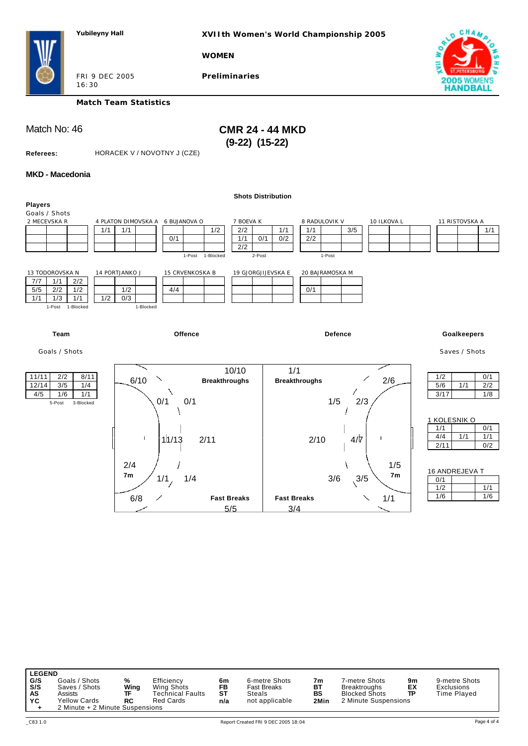Yubileyny Hall

**XVIIth Women's World Championship 2005**

**WOMEN**

**Preliminaries**

FRI 9 DEC 2005
16:30

**Match Team Statistics**

Match No: 46

## CMR 24 - 44 MKD
**(9-22) (15-22)**

**Referees:** HORACEK V / NOVOTNY J (CZE)

### MKD - Macedonia

**Shots Distribution**

**Players**
Goals / Shots

2 MECEVSKA R

| | | |
|---|---|---|
| | | |
| | | |
| | | |

4 PLATON DIMOVSKA A

| | | |
|---|---|---|
| 1/1 | 1/1 | |
| | | |
| | | |

6 BUJANOVA O

| | | |
|---|---|---|
| | | 1/2 |
| 0/1 | | |
| | | |

1-Post 1-Blocked

7 BOEVA K

| | | |
|---|---|---|
| 2/2 | | 1/1 |
| 1/1 | 0/1 | 0/2 |
| 2/2 | | |

2-Post

8 RADULOVIK V

| | | |
|---|---|---|
| 1/1 | | 3/5 |
| 2/2 | | |
| | | |

1-Post

10 ILKOVA L

| | | |
|---|---|---|
| | | |
| | | |
| | | |

11 RISTOVSKA A

| | | |
|---|---|---|
| | | 1/1 |
| | | |
| | | |

13 TODOROVSKA N

| | | |
|---|---|---|
| 7/7 | 1/1 | 2/2 |
| 5/5 | 2/2 | 1/2 |
| 1/1 | 1/3 | 1/1 |

1-Post 1-Blocked

14 PORTJANKO J

| | | |
|---|---|---|
| | | |
| | 1/2 | |
| 1/2 | 0/3 | |

1-Blocked

15 CRVENKOSKA B

| | | |
|---|---|---|
| | | |
| 4/4 | | |
| | | |

19 GJORGJIJEVSKA E

| | | |
|---|---|---|
| | | |
| | | |
| | | |

20 BAJRAMOSKA M

| | | |
|---|---|---|
| | | |
| 0/1 | | |
| | | |

**Team**

Goals / Shots

| | | |
|---|---|---|
| 11/11 | 2/2 | 8/11 |
| 12/14 | 3/5 | 1/4 |
| 4/5 | 1/6 | 1/1 |

5-Post 3-Blocked

**Offence**

- Breakthroughs: 10/10
- Wing (left): 6/10
- 9m: 0/1, 0/1
- 6m: 11/13
- 9m centre: 2/11
- 7m: 2/4
- 9m: 1/1, 1/4
- Wing (right): 6/8
- Fast Breaks: 5/5

**Defence**

- Breakthroughs: 1/1
- Wing: 2/6
- 9m: 1/5, 2/3
- 9m centre: 2/10
- 6m: 4/7
- 7m: 1/5
- 9m: 3/6, 3/5
- Wing: 1/1
- Fast Breaks: 3/4

**Goalkeepers**

Saves / Shots

| | | |
|---|---|---|
| 1/2 | | 0/1 |
| 5/6 | 1/1 | 2/2 |
| 3/17 | | 1/8 |

1 KOLESNIK O

| | | |
|---|---|---|
| 1/1 | | 0/1 |
| 4/4 | 1/1 | 1/1 |
| 2/11 | | 0/2 |

16 ANDREJEVA T

| | | |
|---|---|---|
| 0/1 | | |
| 1/2 | | 1/1 |
| 1/6 | | 1/6 |

| LEGEND | | | | | | | | | |
|---|---|---|---|---|---|---|---|---|---|
| G/S | Goals / Shots | % | Efficiency | 6m | 6-metre Shots | 7m | 7-metre Shots | 9m | 9-metre Shots |
| S/S | Saves / Shots | Wing | Wing Shots | FB | Fast Breaks | BT | Breaktroughs | EX | Exclusions |
| AS | Assists | TF | Technical Faults | ST | Steals | BS | Blocked Shots | TP | Time Played |
| YC | Yellow Cards | RC | Red Cards | n/a | not applicable | 2Min | 2 Minute Suspensions | | |
| + | 2 Minute + 2 Minute Suspensions | | | | | | | | |

_C83 1.0 Report Created FRI 9 DEC 2005 18:04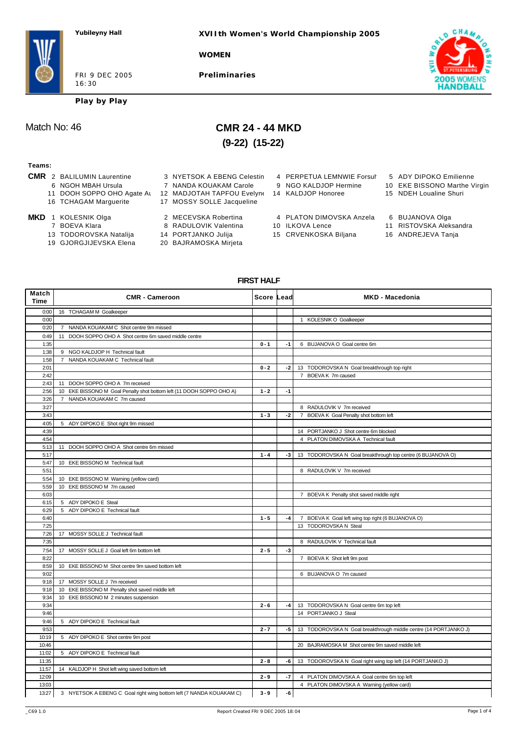Yubileyny Hall

**XVIIth Women's World Championship 2005**

**WOMEN**

FRI 9 DEC 2005
16:30

**Preliminaries**

**Play by Play**

Match No: 46

# CMR 24 - 44 MKD

## (9-22) (15-22)

**Teams:**

**CMR** 2 BALILUMIN Laurentine, 3 NYETSOK A EBENG Celestin, 4 PERPETUA LEMNWIE Forsuh, 5 ADY DIPOKO Emilienne, 6 NGOH MBAH Ursula, 7 NANDA KOUAKAM Carole, 9 NGO KALDJOP Hermine, 10 EKE BISSONO Marthe Virgin, 11 DOOH SOPPO OHO Agate Au, 12 MADJOTAH TAPFOU Evelyne, 14 KALDJOP Honoree, 15 NDEH Loualine Shuri, 16 TCHAGAM Marguerite, 17 MOSSY SOLLE Jacqueline

**MKD** 1 KOLESNIK Olga, 2 MECEVSKA Robertina, 4 PLATON DIMOVSKA Anzela, 6 BUJANOVA Olga, 7 BOEVA Klara, 8 RADULOVIK Valentina, 10 ILKOVA Lence, 11 RISTOVSKA Aleksandra, 13 TODOROVSKA Natalija, 14 PORTJANKO Julija, 15 CRVENKOSKA Biljana, 16 ANDREJEVA Tanja, 19 GJORGJIJEVSKA Elena, 20 BAJRAMOSKA Mirjeta

### FIRST HALF

| Match Time | CMR - Cameroon | Score | Lead | MKD - Macedonia |
|---|---|---|---|---|
| 0:00 | 16 TCHAGAM M Goalkeeper | | | |
| 0:00 | | | | 1 KOLESNIK O Goalkeeper |
| 0:20 | 7 NANDA KOUAKAM C Shot centre 9m missed | | | |
| 0:49 | 11 DOOH SOPPO OHO A Shot centre 6m saved middle centre | | | |
| 1:35 | | 0 - 1 | -1 | 6 BUJANOVA O Goal centre 6m |
| 1:38 | 9 NGO KALDJOP H Technical fault | | | |
| 1:58 | 7 NANDA KOUAKAM C Technical fault | | | |
| 2:01 | | 0 - 2 | -2 | 13 TODOROVSKA N Goal breakthrough top right |
| 2:42 | | | | 7 BOEVA K 7m caused |
| 2:43 | 11 DOOH SOPPO OHO A 7m received | | | |
| 2:56 | 10 EKE BISSONO M Goal Penalty shot bottom left (11 DOOH SOPPO OHO A) | 1 - 2 | -1 | |
| 3:26 | 7 NANDA KOUAKAM C 7m caused | | | |
| 3:27 | | | | 8 RADULOVIK V 7m received |
| 3:43 | | 1 - 3 | -2 | 7 BOEVA K Goal Penalty shot bottom left |
| 4:05 | 5 ADY DIPOKO E Shot right 9m missed | | | |
| 4:39 | | | | 14 PORTJANKO J Shot centre 6m blocked |
| 4:54 | | | | 4 PLATON DIMOVSKA A Technical fault |
| 5:13 | 11 DOOH SOPPO OHO A Shot centre 6m missed | | | |
| 5:17 | | 1 - 4 | -3 | 13 TODOROVSKA N Goal breakthrough top centre (6 BUJANOVA O) |
| 5:47 | 10 EKE BISSONO M Technical fault | | | |
| 5:51 | | | | 8 RADULOVIK V 7m received |
| 5:54 | 10 EKE BISSONO M Warning (yellow card) | | | |
| 5:59 | 10 EKE BISSONO M 7m caused | | | |
| 6:03 | | | | 7 BOEVA K Penalty shot saved middle right |
| 6:15 | 5 ADY DIPOKO E Steal | | | |
| 6:29 | 5 ADY DIPOKO E Technical fault | | | |
| 6:40 | | 1 - 5 | -4 | 7 BOEVA K Goal left wing top right (6 BUJANOVA O) |
| 7:25 | | | | 13 TODOROVSKA N Steal |
| 7:26 | 17 MOSSY SOLLE J Technical fault | | | |
| 7:35 | | | | 8 RADULOVIK V Technical fault |
| 7:54 | 17 MOSSY SOLLE J Goal left 6m bottom left | 2 - 5 | -3 | |
| 8:22 | | | | 7 BOEVA K Shot left 9m post |
| 8:59 | 10 EKE BISSONO M Shot centre 9m saved bottom left | | | |
| 9:02 | | | | 6 BUJANOVA O 7m caused |
| 9:18 | 17 MOSSY SOLLE J 7m received | | | |
| 9:18 | 10 EKE BISSONO M Penalty shot saved middle left | | | |
| 9:34 | 10 EKE BISSONO M 2 minutes suspension | | | |
| 9:34 | | 2 - 6 | -4 | 13 TODOROVSKA N Goal centre 6m top left |
| 9:46 | | | | 14 PORTJANKO J Steal |
| 9:46 | 5 ADY DIPOKO E Technical fault | | | |
| 9:53 | | 2 - 7 | -5 | 13 TODOROVSKA N Goal breakthrough middle centre (14 PORTJANKO J) |
| 10:19 | 5 ADY DIPOKO E Shot centre 9m post | | | |
| 10:46 | | | | 20 BAJRAMOSKA M Shot centre 9m saved middle left |
| 11:02 | 5 ADY DIPOKO E Technical fault | | | |
| 11:35 | | 2 - 8 | -6 | 13 TODOROVSKA N Goal right wing top left (14 PORTJANKO J) |
| 11:57 | 14 KALDJOP H Shot left wing saved bottom left | | | |
| 12:09 | | 2 - 9 | -7 | 4 PLATON DIMOVSKA A Goal centre 6m top left |
| 13:03 | | | | 4 PLATON DIMOVSKA A Warning (yellow card) |
| 13:27 | 3 NYETSOK A EBENG C Goal right wing bottom left (7 NANDA KOUAKAM C) | 3 - 9 | -6 | |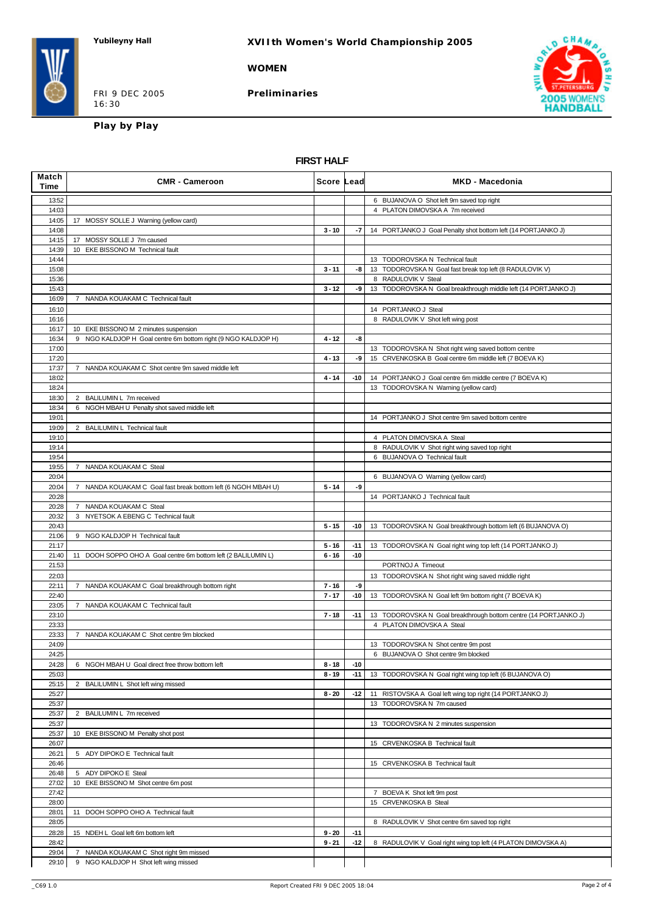**Yubileyny Hall**

**XVIIth Women's World Championship 2005**

**WOMEN**

FRI 9 DEC 2005
16:30

**Preliminaries**

**Play by Play**

## FIRST HALF

| Match Time | CMR - Cameroon | Score | Lead | MKD - Macedonia |
|---|---|---|---|---|
| 13:52 | | | | 6 BUJANOVA O Shot left 9m saved top right |
| 14:03 | | | | 4 PLATON DIMOVSKA A 7m received |
| 14:05 | 17 MOSSY SOLLE J Warning (yellow card) | | | |
| 14:08 | | 3 - 10 | -7 | 14 PORTJANKO J Goal Penalty shot bottom left (14 PORTJANKO J) |
| 14:15 | 17 MOSSY SOLLE J 7m caused | | | |
| 14:39 | 10 EKE BISSONO M Technical fault | | | |
| 14:44 | | | | 13 TODOROVSKA N Technical fault |
| 15:08 | | 3 - 11 | -8 | 13 TODOROVSKA N Goal fast break top left (8 RADULOVIK V) |
| 15:36 | | | | 8 RADULOVIK V Steal |
| 15:43 | | 3 - 12 | -9 | 13 TODOROVSKA N Goal breakthrough middle left (14 PORTJANKO J) |
| 16:09 | 7 NANDA KOUAKAM C Technical fault | | | |
| 16:10 | | | | 14 PORTJANKO J Steal |
| 16:16 | | | | 8 RADULOVIK V Shot left wing post |
| 16:17 | 10 EKE BISSONO M 2 minutes suspension | | | |
| 16:34 | 9 NGO KALDJOP H Goal centre 6m bottom right (9 NGO KALDJOP H) | 4 - 12 | -8 | |
| 17:00 | | | | 13 TODOROVSKA N Shot right wing saved bottom centre |
| 17:20 | | 4 - 13 | -9 | 15 CRVENKOSKA B Goal centre 6m middle left (7 BOEVA K) |
| 17:37 | 7 NANDA KOUAKAM C Shot centre 9m saved middle left | | | |
| 18:02 | | 4 - 14 | -10 | 14 PORTJANKO J Goal centre 6m middle centre (7 BOEVA K) |
| 18:24 | | | | 13 TODOROVSKA N Warning (yellow card) |
| 18:30 | 2 BALILUMIN L 7m received | | | |
| 18:34 | 6 NGOH MBAH U Penalty shot saved middle left | | | |
| 19:01 | | | | 14 PORTJANKO J Shot centre 9m saved bottom centre |
| 19:09 | 2 BALILUMIN L Technical fault | | | |
| 19:10 | | | | 4 PLATON DIMOVSKA A Steal |
| 19:14 | | | | 8 RADULOVIK V Shot right wing saved top right |
| 19:54 | | | | 6 BUJANOVA O Technical fault |
| 19:55 | 7 NANDA KOUAKAM C Steal | | | |
| 20:04 | | | | 6 BUJANOVA O Warning (yellow card) |
| 20:04 | 7 NANDA KOUAKAM C Goal fast break bottom left (6 NGOH MBAH U) | 5 - 14 | -9 | |
| 20:28 | | | | 14 PORTJANKO J Technical fault |
| 20:28 | 7 NANDA KOUAKAM C Steal | | | |
| 20:32 | 3 NYETSOK A EBENG C Technical fault | | | |
| 20:43 | | 5 - 15 | -10 | 13 TODOROVSKA N Goal breakthrough bottom left (6 BUJANOVA O) |
| 21:06 | 9 NGO KALDJOP H Technical fault | | | |
| 21:17 | | 5 - 16 | -11 | 13 TODOROVSKA N Goal right wing top left (14 PORTJANKO J) |
| 21:40 | 11 DOOH SOPPO OHO A Goal centre 6m bottom left (2 BALILUMIN L) | 6 - 16 | -10 | |
| 21:53 | | | | PORTNOJ A Timeout |
| 22:03 | | | | 13 TODOROVSKA N Shot right wing saved middle right |
| 22:11 | 7 NANDA KOUAKAM C Goal breakthrough bottom right | 7 - 16 | -9 | |
| 22:40 | | 7 - 17 | -10 | 13 TODOROVSKA N Goal left 9m bottom right (7 BOEVA K) |
| 23:05 | 7 NANDA KOUAKAM C Technical fault | | | |
| 23:10 | | 7 - 18 | -11 | 13 TODOROVSKA N Goal breakthrough bottom centre (14 PORTJANKO J) |
| 23:33 | | | | 4 PLATON DIMOVSKA A Steal |
| 23:33 | 7 NANDA KOUAKAM C Shot centre 9m blocked | | | |
| 24:09 | | | | 13 TODOROVSKA N Shot centre 9m post |
| 24:25 | | | | 6 BUJANOVA O Shot centre 9m blocked |
| 24:28 | 6 NGOH MBAH U Goal direct free throw bottom left | 8 - 18 | -10 | |
| 25:03 | | 8 - 19 | -11 | 13 TODOROVSKA N Goal right wing top left (6 BUJANOVA O) |
| 25:15 | 2 BALILUMIN L Shot left wing missed | | | |
| 25:27 | | 8 - 20 | -12 | 11 RISTOVSKA A Goal left wing top right (14 PORTJANKO J) |
| 25:37 | | | | 13 TODOROVSKA N 7m caused |
| 25:37 | 2 BALILUMIN L 7m received | | | |
| 25:37 | | | | 13 TODOROVSKA N 2 minutes suspension |
| 25:37 | 10 EKE BISSONO M Penalty shot post | | | |
| 26:07 | | | | 15 CRVENKOSKA B Technical fault |
| 26:21 | 5 ADY DIPOKO E Technical fault | | | |
| 26:46 | | | | 15 CRVENKOSKA B Technical fault |
| 26:48 | 5 ADY DIPOKO E Steal | | | |
| 27:02 | 10 EKE BISSONO M Shot centre 6m post | | | |
| 27:42 | | | | 7 BOEVA K Shot left 9m post |
| 28:00 | | | | 15 CRVENKOSKA B Steal |
| 28:01 | 11 DOOH SOPPO OHO A Technical fault | | | |
| 28:05 | | | | 8 RADULOVIK V Shot centre 6m saved top right |
| 28:28 | 15 NDEH L Goal left 6m bottom left | 9 - 20 | -11 | |
| 28:42 | | 9 - 21 | -12 | 8 RADULOVIK V Goal right wing top left (4 PLATON DIMOVSKA A) |
| 29:04 | 7 NANDA KOUAKAM C Shot right 9m missed | | | |
| 29:10 | 9 NGO KALDJOP H Shot left wing missed | | | |

_C69 1.0 Report Created FRI 9 DEC 2005 18:04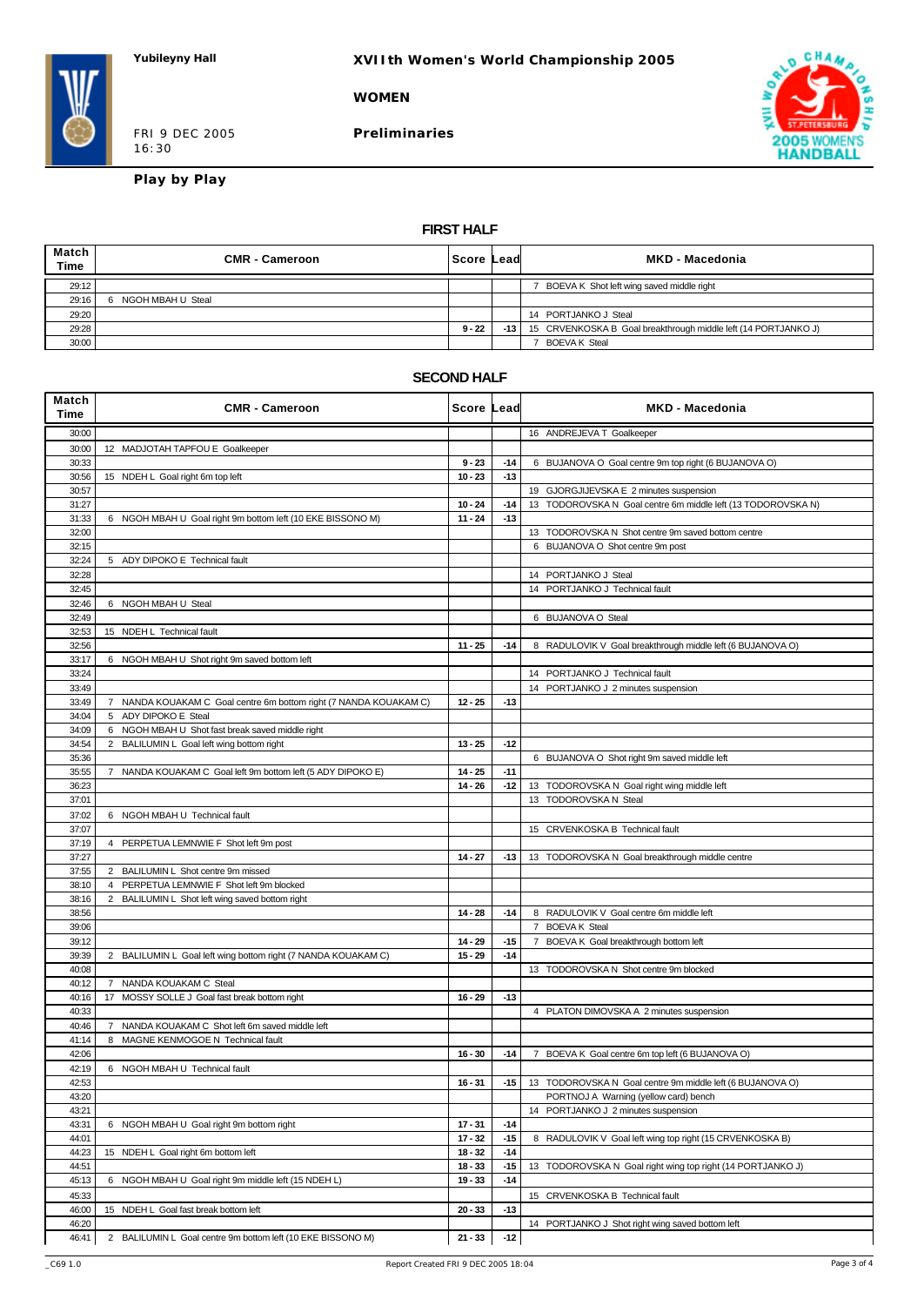**Yubileyny Hall**

**XVIIth Women's World Championship 2005**

**WOMEN**

FRI 9 DEC 2005
16:30

**Preliminaries**

**Play by Play**

## FIRST HALF

| Match Time | CMR - Cameroon | Score | Lead | MKD - Macedonia |
|---|---|---|---|---|
| 29:12 | | | | 7 BOEVA K Shot left wing saved middle right |
| 29:16 | 6 NGOH MBAH U Steal | | | |
| 29:20 | | | | 14 PORTJANKO J Steal |
| 29:28 | | 9 - 22 | -13 | 15 CRVENKOSKA B Goal breakthrough middle left (14 PORTJANKO J) |
| 30:00 | | | | 7 BOEVA K Steal |

## SECOND HALF

| Match Time | CMR - Cameroon | Score | Lead | MKD - Macedonia |
|---|---|---|---|---|
| 30:00 | | | | 16 ANDREJEVA T Goalkeeper |
| 30:00 | 12 MADJOTAH TAPFOU E Goalkeeper | | | |
| 30:33 | | 9 - 23 | -14 | 6 BUJANOVA O Goal centre 9m top right (6 BUJANOVA O) |
| 30:56 | 15 NDEH L Goal right 6m top left | 10 - 23 | -13 | |
| 30:57 | | | | 19 GJORGJIJEVSKA E 2 minutes suspension |
| 31:27 | | 10 - 24 | -14 | 13 TODOROVSKA N Goal centre 6m middle left (13 TODOROVSKA N) |
| 31:33 | 6 NGOH MBAH U Goal right 9m bottom left (10 EKE BISSONO M) | 11 - 24 | -13 | |
| 32:00 | | | | 13 TODOROVSKA N Shot centre 9m saved bottom centre |
| 32:15 | | | | 6 BUJANOVA O Shot centre 9m post |
| 32:24 | 5 ADY DIPOKO E Technical fault | | | |
| 32:28 | | | | 14 PORTJANKO J Steal |
| 32:45 | | | | 14 PORTJANKO J Technical fault |
| 32:46 | 6 NGOH MBAH U Steal | | | |
| 32:49 | | | | 6 BUJANOVA O Steal |
| 32:53 | 15 NDEH L Technical fault | | | |
| 32:56 | | 11 - 25 | -14 | 8 RADULOVIK V Goal breakthrough middle left (6 BUJANOVA O) |
| 33:17 | 6 NGOH MBAH U Shot right 9m saved bottom left | | | |
| 33:24 | | | | 14 PORTJANKO J Technical fault |
| 33:49 | | | | 14 PORTJANKO J 2 minutes suspension |
| 33:49 | 7 NANDA KOUAKAM C Goal centre 6m bottom right (7 NANDA KOUAKAM C) | 12 - 25 | -13 | |
| 34:04 | 5 ADY DIPOKO E Steal | | | |
| 34:09 | 6 NGOH MBAH U Shot fast break saved middle right | | | |
| 34:54 | 2 BALILUMIN L Goal left wing bottom right | 13 - 25 | -12 | |
| 35:36 | | | | 6 BUJANOVA O Shot right 9m saved middle left |
| 35:55 | 7 NANDA KOUAKAM C Goal left 9m bottom left (5 ADY DIPOKO E) | 14 - 25 | -11 | |
| 36:23 | | 14 - 26 | -12 | 13 TODOROVSKA N Goal right wing middle left |
| 37:01 | | | | 13 TODOROVSKA N Steal |
| 37:02 | 6 NGOH MBAH U Technical fault | | | |
| 37:07 | | | | 15 CRVENKOSKA B Technical fault |
| 37:19 | 4 PERPETUA LEMNWIE F Shot left 9m post | | | |
| 37:27 | | 14 - 27 | -13 | 13 TODOROVSKA N Goal breakthrough middle centre |
| 37:55 | 2 BALILUMIN L Shot centre 9m missed | | | |
| 38:10 | 4 PERPETUA LEMNWIE F Shot left 9m blocked | | | |
| 38:16 | 2 BALILUMIN L Shot left wing saved bottom right | | | |
| 38:56 | | 14 - 28 | -14 | 8 RADULOVIK V Goal centre 6m middle left |
| 39:06 | | | | 7 BOEVA K Steal |
| 39:12 | | 14 - 29 | -15 | 7 BOEVA K Goal breakthrough bottom left |
| 39:39 | 2 BALILUMIN L Goal left wing bottom right (7 NANDA KOUAKAM C) | 15 - 29 | -14 | |
| 40:08 | | | | 13 TODOROVSKA N Shot centre 9m blocked |
| 40:12 | 7 NANDA KOUAKAM C Steal | | | |
| 40:16 | 17 MOSSY SOLLE J Goal fast break bottom right | 16 - 29 | -13 | |
| 40:33 | | | | 4 PLATON DIMOVSKA A 2 minutes suspension |
| 40:46 | 7 NANDA KOUAKAM C Shot left 6m saved middle left | | | |
| 41:14 | 8 MAGNE KENMOGOE N Technical fault | | | |
| 42:06 | | 16 - 30 | -14 | 7 BOEVA K Goal centre 6m top left (6 BUJANOVA O) |
| 42:19 | 6 NGOH MBAH U Technical fault | | | |
| 42:53 | | 16 - 31 | -15 | 13 TODOROVSKA N Goal centre 9m middle left (6 BUJANOVA O) |
| 43:20 | | | | PORTNOJ A Warning (yellow card) bench |
| 43:21 | | | | 14 PORTJANKO J 2 minutes suspension |
| 43:31 | 6 NGOH MBAH U Goal right 9m bottom right | 17 - 31 | -14 | |
| 44:01 | | 17 - 32 | -15 | 8 RADULOVIK V Goal left wing top right (15 CRVENKOSKA B) |
| 44:23 | 15 NDEH L Goal right 6m bottom left | 18 - 32 | -14 | |
| 44:51 | | 18 - 33 | -15 | 13 TODOROVSKA N Goal right wing top right (14 PORTJANKO J) |
| 45:13 | 6 NGOH MBAH U Goal right 9m middle left (15 NDEH L) | 19 - 33 | -14 | |
| 45:33 | | | | 15 CRVENKOSKA B Technical fault |
| 46:00 | 15 NDEH L Goal fast break bottom left | 20 - 33 | -13 | |
| 46:20 | | | | 14 PORTJANKO J Shot right wing saved bottom left |
| 46:41 | 2 BALILUMIN L Goal centre 9m bottom left (10 EKE BISSONO M) | 21 - 33 | -12 | |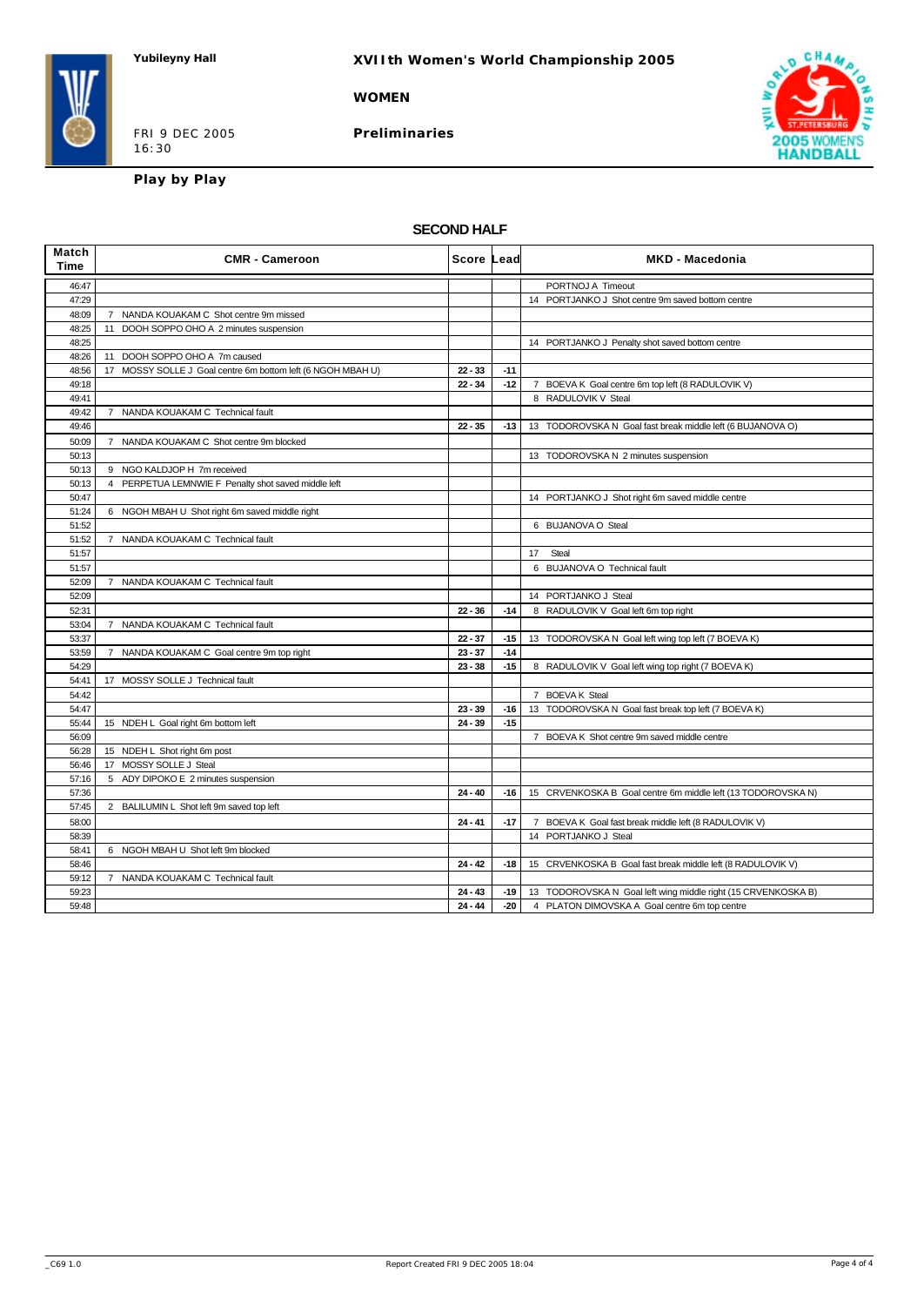Yubileyny Hall

# XVIIth Women's World Championship 2005

**WOMEN**

FRI 9 DEC 2005
16:30

**Preliminaries**

**Play by Play**

## SECOND HALF

| Match Time | CMR - Cameroon | Score | Lead | MKD - Macedonia |
|---|---|---|---|---|
| 46:47 | | | | PORTNOJ A Timeout |
| 47:29 | | | | 14 PORTJANKO J Shot centre 9m saved bottom centre |
| 48:09 | 7 NANDA KOUAKAM C Shot centre 9m missed | | | |
| 48:25 | 11 DOOH SOPPO OHO A 2 minutes suspension | | | |
| 48:25 | | | | 14 PORTJANKO J Penalty shot saved bottom centre |
| 48:26 | 11 DOOH SOPPO OHO A 7m caused | | | |
| 48:56 | 17 MOSSY SOLLE J Goal centre 6m bottom left (6 NGOH MBAH U) | 22 - 33 | -11 | |
| 49:18 | | 22 - 34 | -12 | 7 BOEVA K Goal centre 6m top left (8 RADULOVIK V) |
| 49:41 | | | | 8 RADULOVIK V Steal |
| 49:42 | 7 NANDA KOUAKAM C Technical fault | | | |
| 49:46 | | 22 - 35 | -13 | 13 TODOROVSKA N Goal fast break middle left (6 BUJANOVA O) |
| 50:09 | 7 NANDA KOUAKAM C Shot centre 9m blocked | | | |
| 50:13 | | | | 13 TODOROVSKA N 2 minutes suspension |
| 50:13 | 9 NGO KALDJOP H 7m received | | | |
| 50:13 | 4 PERPETUA LEMNWIE F Penalty shot saved middle left | | | |
| 50:47 | | | | 14 PORTJANKO J Shot right 6m saved middle centre |
| 51:24 | 6 NGOH MBAH U Shot right 6m saved middle right | | | |
| 51:52 | | | | 6 BUJANOVA O Steal |
| 51:52 | 7 NANDA KOUAKAM C Technical fault | | | |
| 51:57 | | | | 17 Steal |
| 51:57 | | | | 6 BUJANOVA O Technical fault |
| 52:09 | 7 NANDA KOUAKAM C Technical fault | | | |
| 52:09 | | | | 14 PORTJANKO J Steal |
| 52:31 | | 22 - 36 | -14 | 8 RADULOVIK V Goal left 6m top right |
| 53:04 | 7 NANDA KOUAKAM C Technical fault | | | |
| 53:37 | | 22 - 37 | -15 | 13 TODOROVSKA N Goal left wing top left (7 BOEVA K) |
| 53:59 | 7 NANDA KOUAKAM C Goal centre 9m top right | 23 - 37 | -14 | |
| 54:29 | | 23 - 38 | -15 | 8 RADULOVIK V Goal left wing top right (7 BOEVA K) |
| 54:41 | 17 MOSSY SOLLE J Technical fault | | | |
| 54:42 | | | | 7 BOEVA K Steal |
| 54:47 | | 23 - 39 | -16 | 13 TODOROVSKA N Goal fast break top left (7 BOEVA K) |
| 55:44 | 15 NDEH L Goal right 6m bottom left | 24 - 39 | -15 | |
| 56:09 | | | | 7 BOEVA K Shot centre 9m saved middle centre |
| 56:28 | 15 NDEH L Shot right 6m post | | | |
| 56:46 | 17 MOSSY SOLLE J Steal | | | |
| 57:16 | 5 ADY DIPOKO E 2 minutes suspension | | | |
| 57:36 | | 24 - 40 | -16 | 15 CRVENKOSKA B Goal centre 6m middle left (13 TODOROVSKA N) |
| 57:45 | 2 BALILUMIN L Shot left 9m saved top left | | | |
| 58:00 | | 24 - 41 | -17 | 7 BOEVA K Goal fast break middle left (8 RADULOVIK V) |
| 58:39 | | | | 14 PORTJANKO J Steal |
| 58:41 | 6 NGOH MBAH U Shot left 9m blocked | | | |
| 58:46 | | 24 - 42 | -18 | 15 CRVENKOSKA B Goal fast break middle left (8 RADULOVIK V) |
| 59:12 | 7 NANDA KOUAKAM C Technical fault | | | |
| 59:23 | | 24 - 43 | -19 | 13 TODOROVSKA N Goal left wing middle right (15 CRVENKOSKA B) |
| 59:48 | | 24 - 44 | -20 | 4 PLATON DIMOVSKA A Goal centre 6m top centre |

_C69 1.0 Report Created FRI 9 DEC 2005 18:04